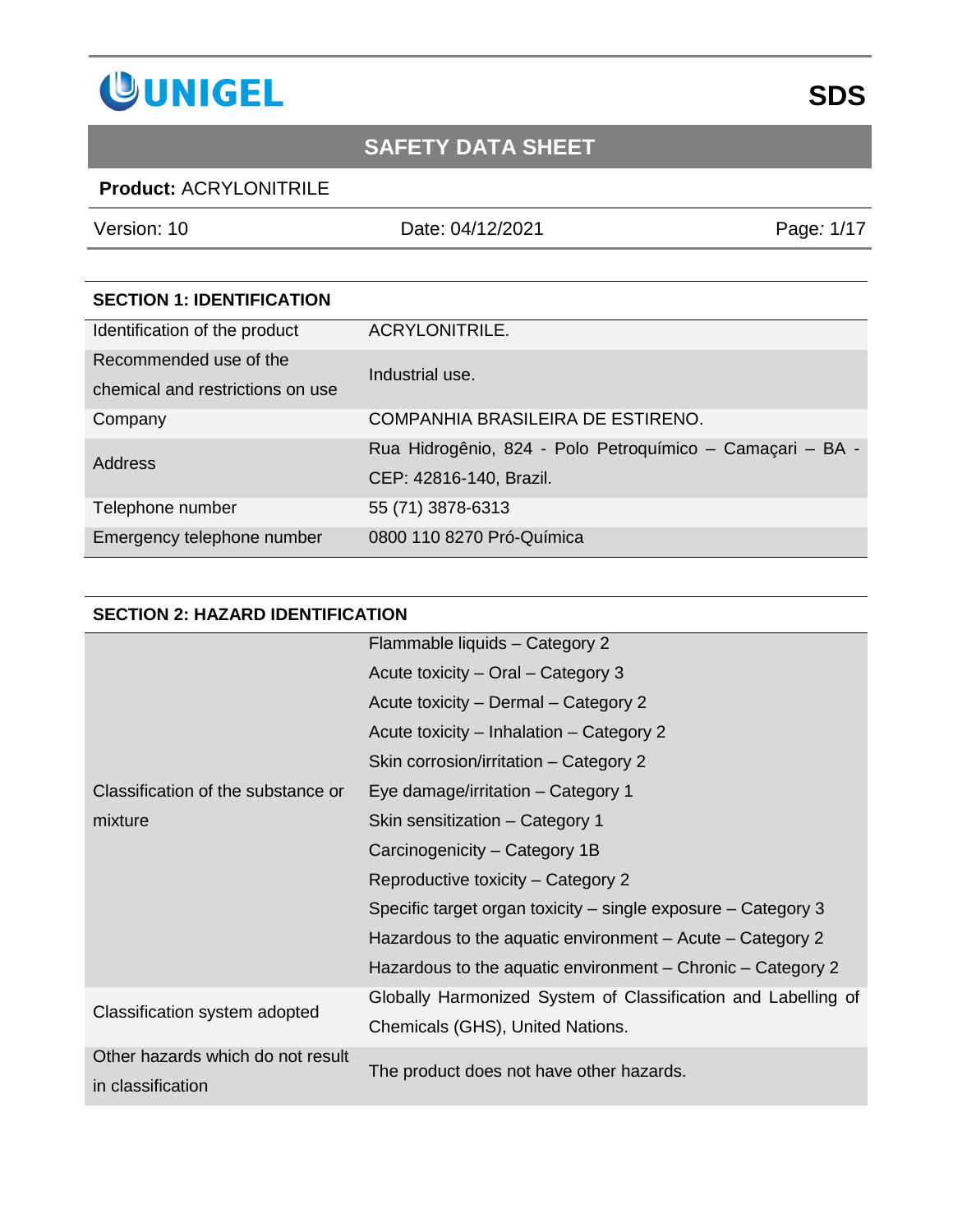UNIGEL

SDS

# SAFETY DATA SHEET

**Product:** ACRYLONITRILE

| Version: 10 | Date: 04/12/2021 |
|---|---|

## SECTION 1: IDENTIFICATION

| | |
|---|---|
| Identification of the product | ACRYLONITRILE. |
| Recommended use of the chemical and restrictions on use | Industrial use. |
| Company | COMPANHIA BRASILEIRA DE ESTIRENO. |
| Address | Rua Hidrogênio, 824 - Polo Petroquímico – Camaçari – BA - CEP: 42816-140, Brazil. |
| Telephone number | 55 (71) 3878-6313 |
| Emergency telephone number | 0800 110 8270 Pró-Química |

## SECTION 2: HAZARD IDENTIFICATION

| | |
|---|---|
| Classification of the substance or mixture | Flammable liquids – Category 2<br>Acute toxicity – Oral – Category 3<br>Acute toxicity – Dermal – Category 2<br>Acute toxicity – Inhalation – Category 2<br>Skin corrosion/irritation – Category 2<br>Eye damage/irritation – Category 1<br>Skin sensitization – Category 1<br>Carcinogenicity – Category 1B<br>Reproductive toxicity – Category 2<br>Specific target organ toxicity – single exposure – Category 3<br>Hazardous to the aquatic environment – Acute – Category 2<br>Hazardous to the aquatic environment – Chronic – Category 2 |
| Classification system adopted | Globally Harmonized System of Classification and Labelling of Chemicals (GHS), United Nations. |
| Other hazards which do not result in classification | The product does not have other hazards. |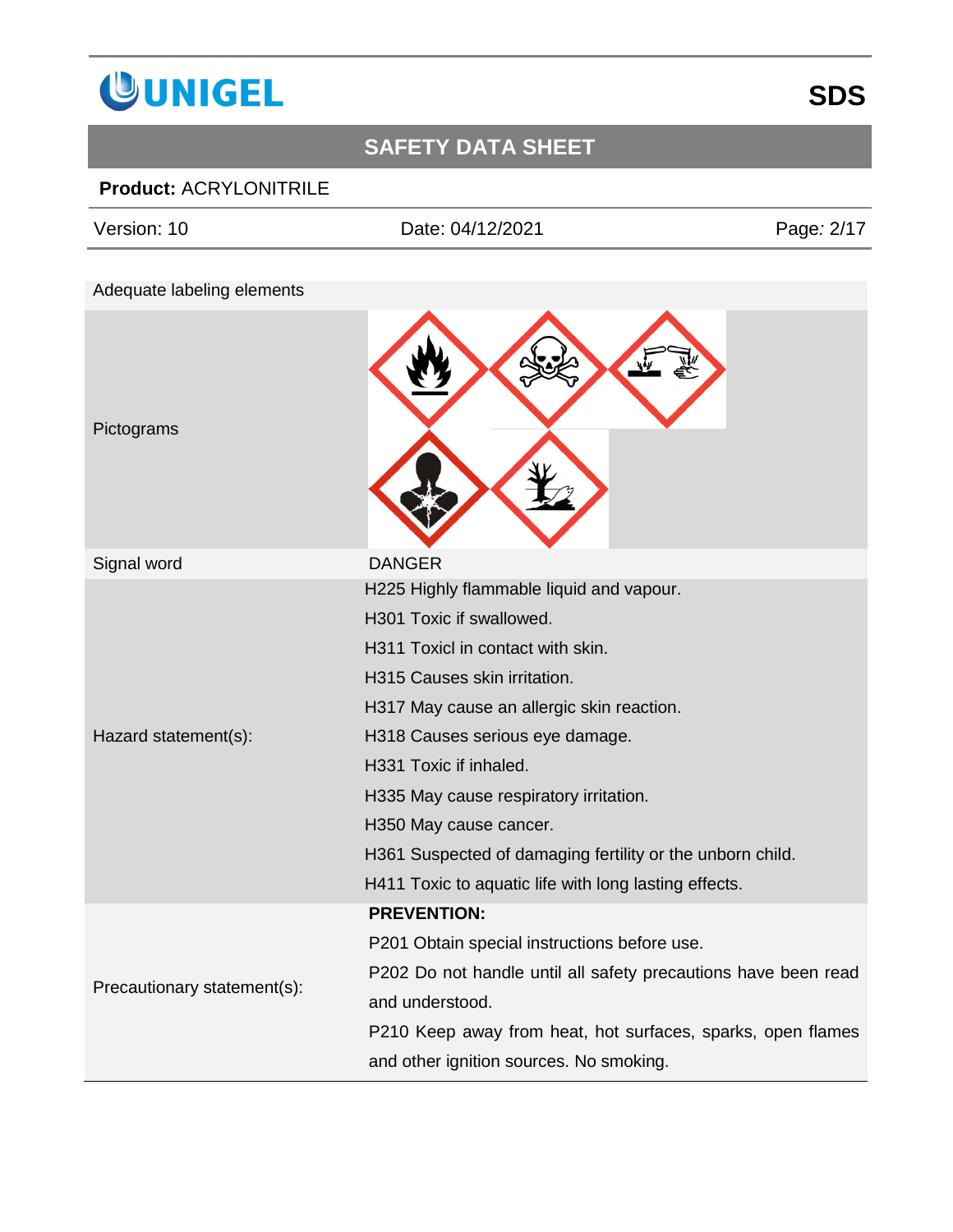| Adequate labeling elements | |
|---|---|
| Pictograms | |
| Signal word | DANGER |
| Hazard statement(s): | H225 Highly flammable liquid and vapour.<br>H301 Toxic if swallowed.<br>H311 Toxicl in contact with skin.<br>H315 Causes skin irritation.<br>H317 May cause an allergic skin reaction.<br>H318 Causes serious eye damage.<br>H331 Toxic if inhaled.<br>H335 May cause respiratory irritation.<br>H350 May cause cancer.<br>H361 Suspected of damaging fertility or the unborn child.<br>H411 Toxic to aquatic life with long lasting effects. |
| Precautionary statement(s): | **PREVENTION:**<br>P201 Obtain special instructions before use.<br>P202 Do not handle until all safety precautions have been read and understood.<br>P210 Keep away from heat, hot surfaces, sparks, open flames and other ignition sources. No smoking. |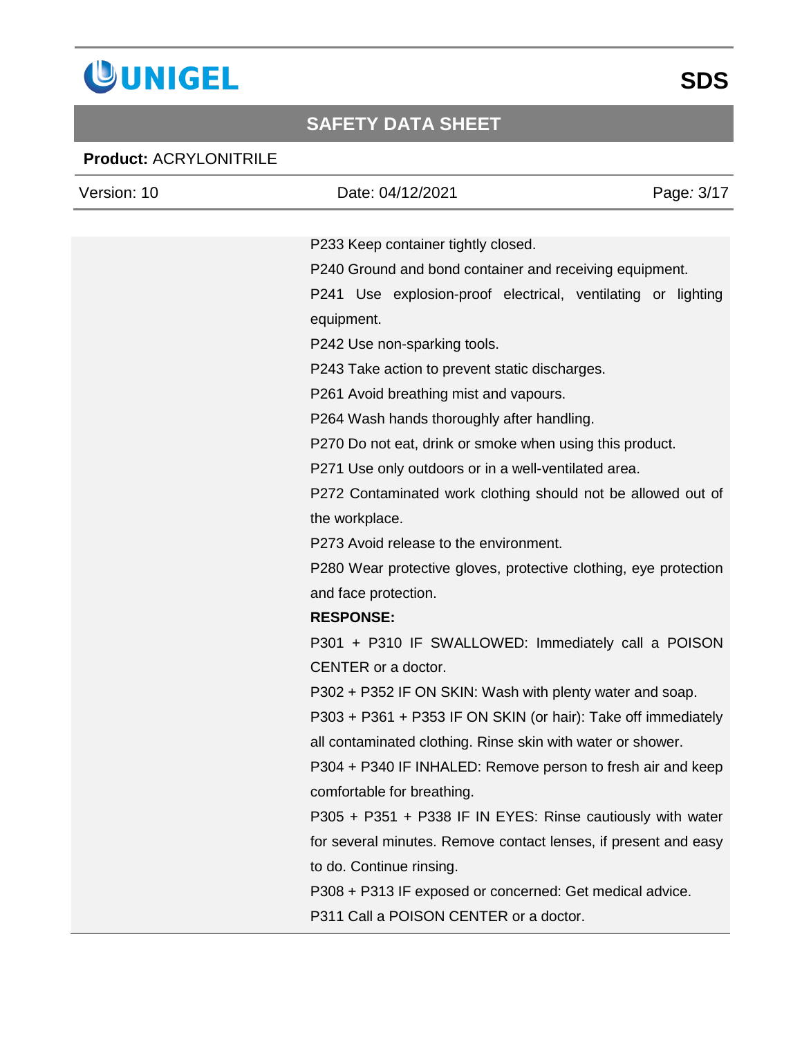P233 Keep container tightly closed.

P240 Ground and bond container and receiving equipment.

P241 Use explosion-proof electrical, ventilating or lighting equipment.

P242 Use non-sparking tools.

P243 Take action to prevent static discharges.

P261 Avoid breathing mist and vapours.

P264 Wash hands thoroughly after handling.

P270 Do not eat, drink or smoke when using this product.

P271 Use only outdoors or in a well-ventilated area.

P272 Contaminated work clothing should not be allowed out of the workplace.

P273 Avoid release to the environment.

P280 Wear protective gloves, protective clothing, eye protection and face protection.

**RESPONSE:**

P301 + P310 IF SWALLOWED: Immediately call a POISON CENTER or a doctor.

P302 + P352 IF ON SKIN: Wash with plenty water and soap.

P303 + P361 + P353 IF ON SKIN (or hair): Take off immediately all contaminated clothing. Rinse skin with water or shower.

P304 + P340 IF INHALED: Remove person to fresh air and keep comfortable for breathing.

P305 + P351 + P338 IF IN EYES: Rinse cautiously with water for several minutes. Remove contact lenses, if present and easy to do. Continue rinsing.

P308 + P313 IF exposed or concerned: Get medical advice.

P311 Call a POISON CENTER or a doctor.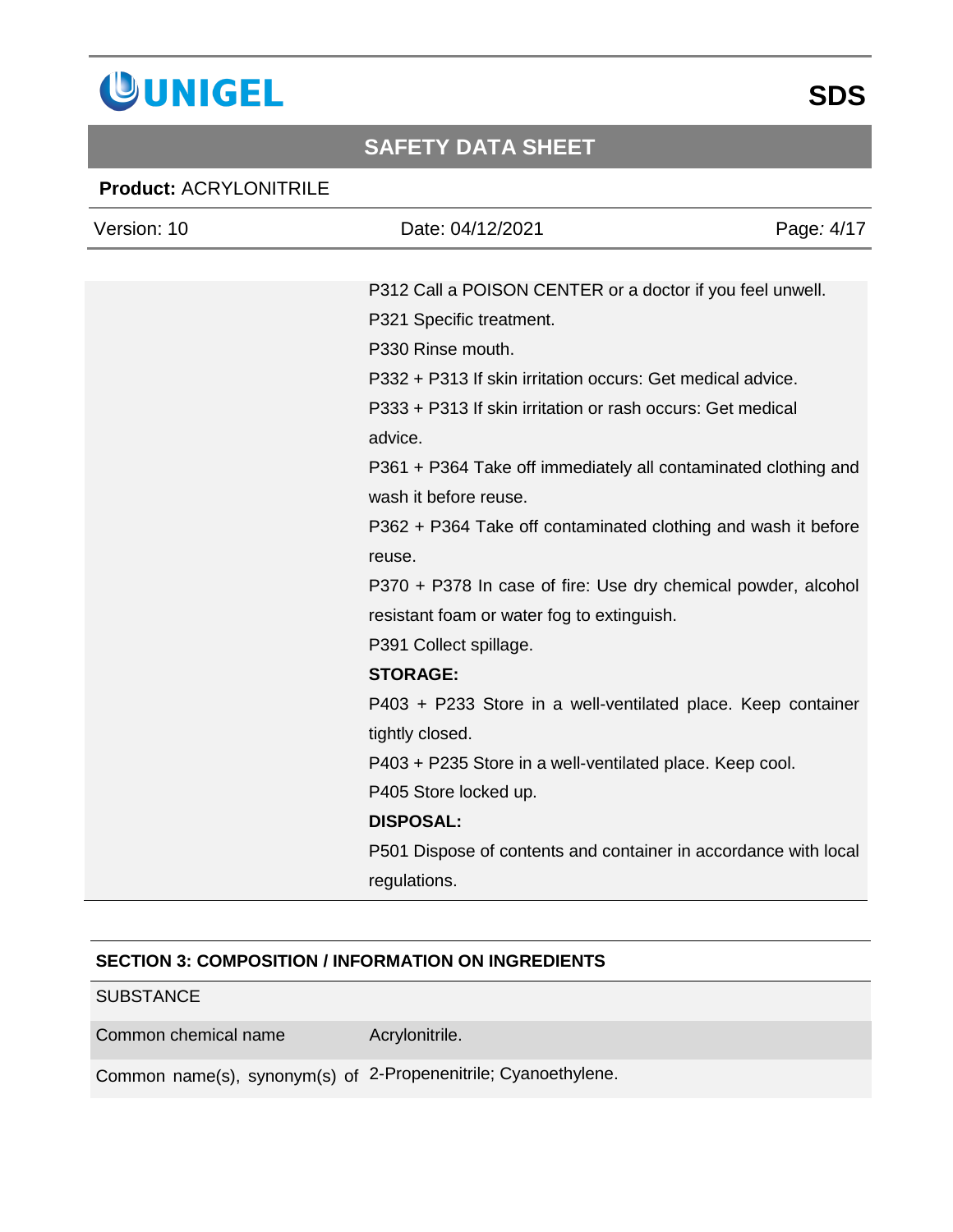P312 Call a POISON CENTER or a doctor if you feel unwell.

P321 Specific treatment.

P330 Rinse mouth.

P332 + P313 If skin irritation occurs: Get medical advice.

P333 + P313 If skin irritation or rash occurs: Get medical advice.

P361 + P364 Take off immediately all contaminated clothing and wash it before reuse.

P362 + P364 Take off contaminated clothing and wash it before reuse.

P370 + P378 In case of fire: Use dry chemical powder, alcohol resistant foam or water fog to extinguish.

P391 Collect spillage.

**STORAGE:**

P403 + P233 Store in a well-ventilated place. Keep container tightly closed.

P403 + P235 Store in a well-ventilated place. Keep cool.

P405 Store locked up.

**DISPOSAL:**

P501 Dispose of contents and container in accordance with local regulations.

## SECTION 3: COMPOSITION / INFORMATION ON INGREDIENTS

| SUBSTANCE | |
|---|---|
| Common chemical name | Acrylonitrile. |
| Common name(s), synonym(s) of | 2-Propenenitrile; Cyanoethylene. |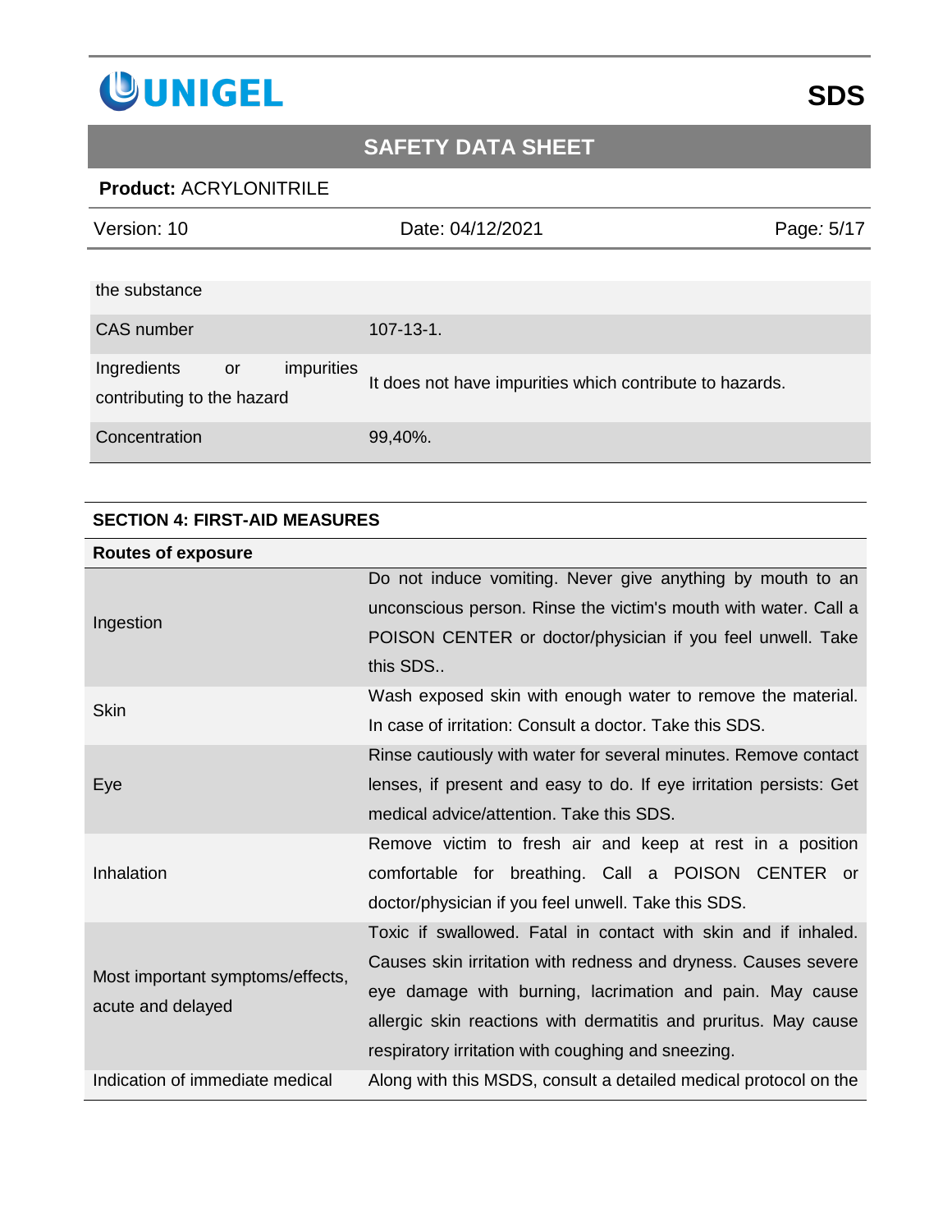| | |
|---|---|
| the substance | |
| CAS number | 107-13-1. |
| Ingredients or impurities contributing to the hazard | It does not have impurities which contribute to hazards. |
| Concentration | 99,40%. |

## SECTION 4: FIRST-AID MEASURES

| Routes of exposure | |
|---|---|
| Ingestion | Do not induce vomiting. Never give anything by mouth to an unconscious person. Rinse the victim's mouth with water. Call a POISON CENTER or doctor/physician if you feel unwell. Take this SDS.. |
| Skin | Wash exposed skin with enough water to remove the material. In case of irritation: Consult a doctor. Take this SDS. |
| Eye | Rinse cautiously with water for several minutes. Remove contact lenses, if present and easy to do. If eye irritation persists: Get medical advice/attention. Take this SDS. |
| Inhalation | Remove victim to fresh air and keep at rest in a position comfortable for breathing. Call a POISON CENTER or doctor/physician if you feel unwell. Take this SDS. |
| Most important symptoms/effects, acute and delayed | Toxic if swallowed. Fatal in contact with skin and if inhaled. Causes skin irritation with redness and dryness. Causes severe eye damage with burning, lacrimation and pain. May cause allergic skin reactions with dermatitis and pruritus. May cause respiratory irritation with coughing and sneezing. |
| Indication of immediate medical | Along with this MSDS, consult a detailed medical protocol on the |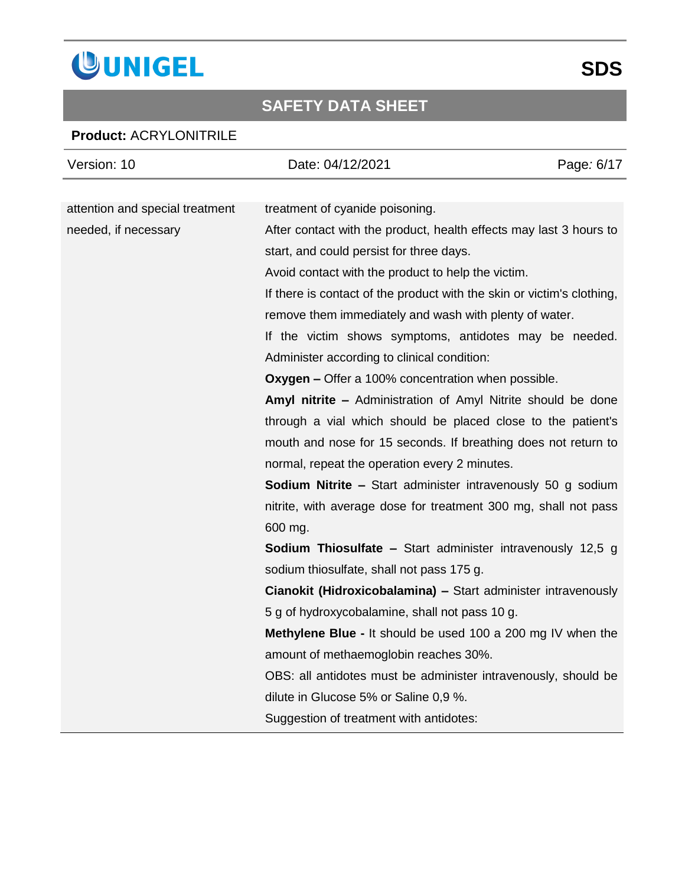| attention and special treatment needed, if necessary | treatment of cyanide poisoning.<br>After contact with the product, health effects may last 3 hours to start, and could persist for three days.<br>Avoid contact with the product to help the victim.<br>If there is contact of the product with the skin or victim's clothing, remove them immediately and wash with plenty of water.<br>If the victim shows symptoms, antidotes may be needed. Administer according to clinical condition:<br>**Oxygen –** Offer a 100% concentration when possible.<br>**Amyl nitrite –** Administration of Amyl Nitrite should be done through a vial which should be placed close to the patient's mouth and nose for 15 seconds. If breathing does not return to normal, repeat the operation every 2 minutes.<br>**Sodium Nitrite –** Start administer intravenously 50 g sodium nitrite, with average dose for treatment 300 mg, shall not pass 600 mg.<br>**Sodium Thiosulfate –** Start administer intravenously 12,5 g sodium thiosulfate, shall not pass 175 g.<br>**Cianokit (Hidroxicobalamina) –** Start administer intravenously 5 g of hydroxycobalamine, shall not pass 10 g.<br>**Methylene Blue -** It should be used 100 a 200 mg IV when the amount of methaemoglobin reaches 30%.<br>OBS: all antidotes must be administer intravenously, should be dilute in Glucose 5% or Saline 0,9 %.<br>Suggestion of treatment with antidotes: |
|---|---|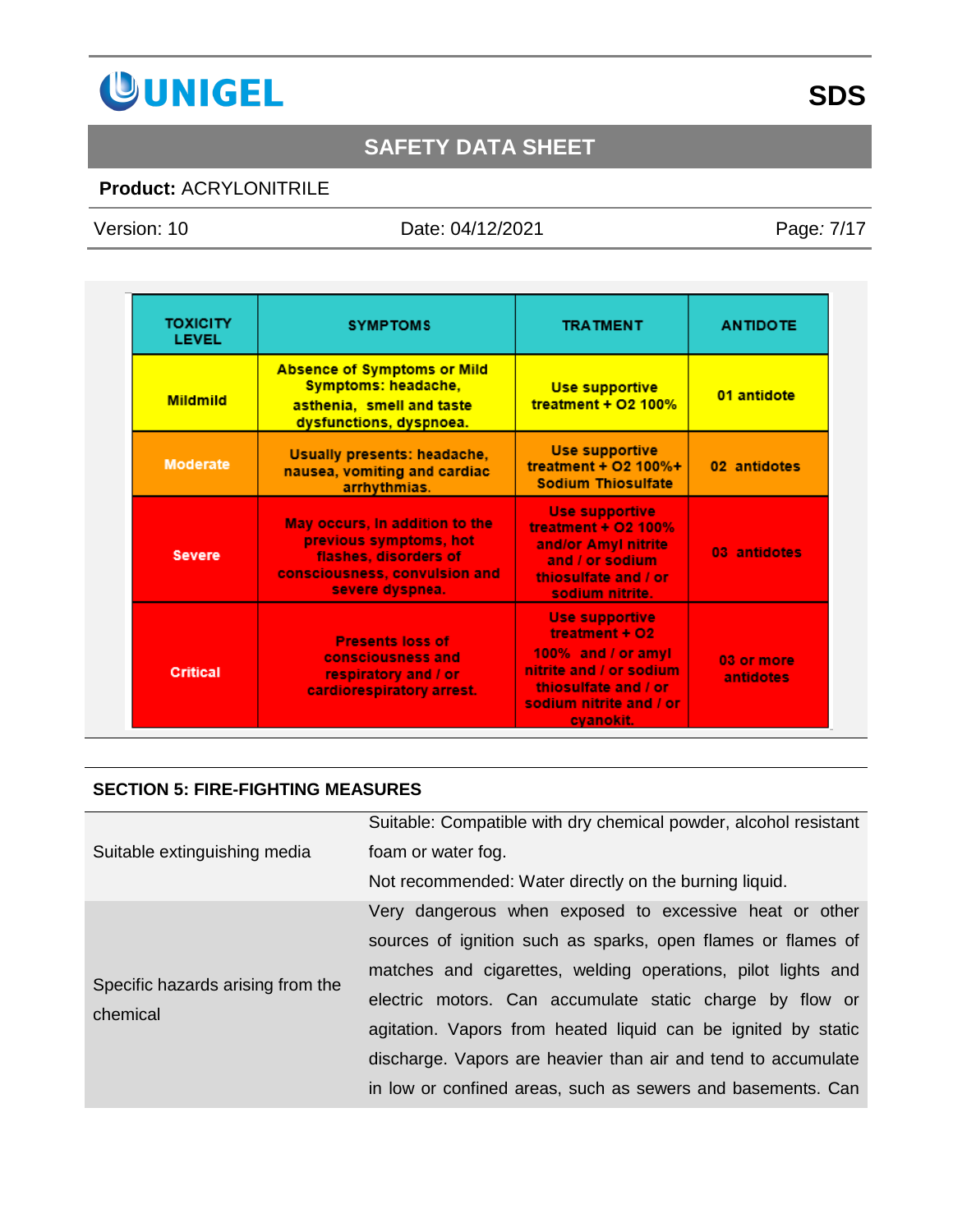| TOXICITY LEVEL | SYMPTOMS | TRATMENT | ANTIDOTE |
|---|---|---|---|
| Mildmild | Absence of Symptoms or Mild Symptoms: headache, asthenia, smell and taste dysfunctions, dyspnoea. | Use supportive treatment + O2 100% | 01 antidote |
| Moderate | Usually presents: headache, nausea, vomiting and cardiac arrhythmias. | Use supportive treatment + O2 100%+ Sodium Thiosulfate | 02 antidotes |
| Severe | May occurs, in addition to the previous symptoms, hot flashes, disorders of consciousness, convulsion and severe dyspnea. | Use supportive treatment + O2 100% and/or Amyl nitrite and / or sodium thiosulfate and / or sodium nitrite. | 03 antidotes |
| Critical | Presents loss of consciousness and respiratory and / or cardiorespiratory arrest. | Use supportive treatment + O2 100% and / or amyl nitrite and / or sodium thiosulfate and / or sodium nitrite and / or cyanokit. | 03 or more antidotes |

## SECTION 5: FIRE-FIGHTING MEASURES

| | |
|---|---|
| Suitable extinguishing media | Suitable: Compatible with dry chemical powder, alcohol resistant foam or water fog.<br>Not recommended: Water directly on the burning liquid. |
| Specific hazards arising from the chemical | Very dangerous when exposed to excessive heat or other sources of ignition such as sparks, open flames or flames of matches and cigarettes, welding operations, pilot lights and electric motors. Can accumulate static charge by flow or agitation. Vapors from heated liquid can be ignited by static discharge. Vapors are heavier than air and tend to accumulate in low or confined areas, such as sewers and basements. Can |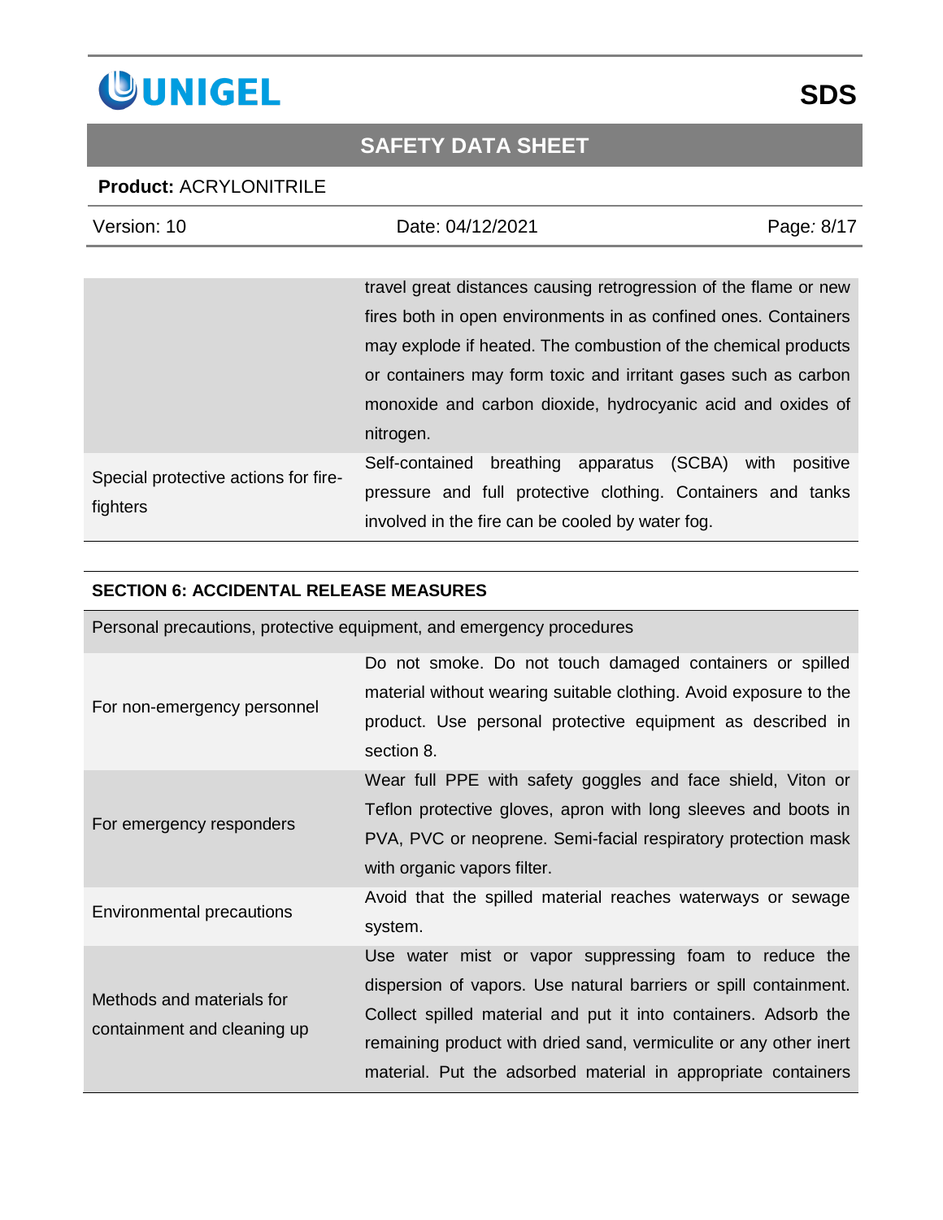| | |
|---|---|
| | travel great distances causing retrogression of the flame or new fires both in open environments in as confined ones. Containers may explode if heated. The combustion of the chemical products or containers may form toxic and irritant gases such as carbon monoxide and carbon dioxide, hydrocyanic acid and oxides of nitrogen. |
| Special protective actions for fire-fighters | Self-contained breathing apparatus (SCBA) with positive pressure and full protective clothing. Containers and tanks involved in the fire can be cooled by water fog. |

## SECTION 6: ACCIDENTAL RELEASE MEASURES

| Personal precautions, protective equipment, and emergency procedures | |
|---|---|
| For non-emergency personnel | Do not smoke. Do not touch damaged containers or spilled material without wearing suitable clothing. Avoid exposure to the product. Use personal protective equipment as described in section 8. |
| For emergency responders | Wear full PPE with safety goggles and face shield, Viton or Teflon protective gloves, apron with long sleeves and boots in PVA, PVC or neoprene. Semi-facial respiratory protection mask with organic vapors filter. |
| Environmental precautions | Avoid that the spilled material reaches waterways or sewage system. |
| Methods and materials for containment and cleaning up | Use water mist or vapor suppressing foam to reduce the dispersion of vapors. Use natural barriers or spill containment. Collect spilled material and put it into containers. Adsorb the remaining product with dried sand, vermiculite or any other inert material. Put the adsorbed material in appropriate containers |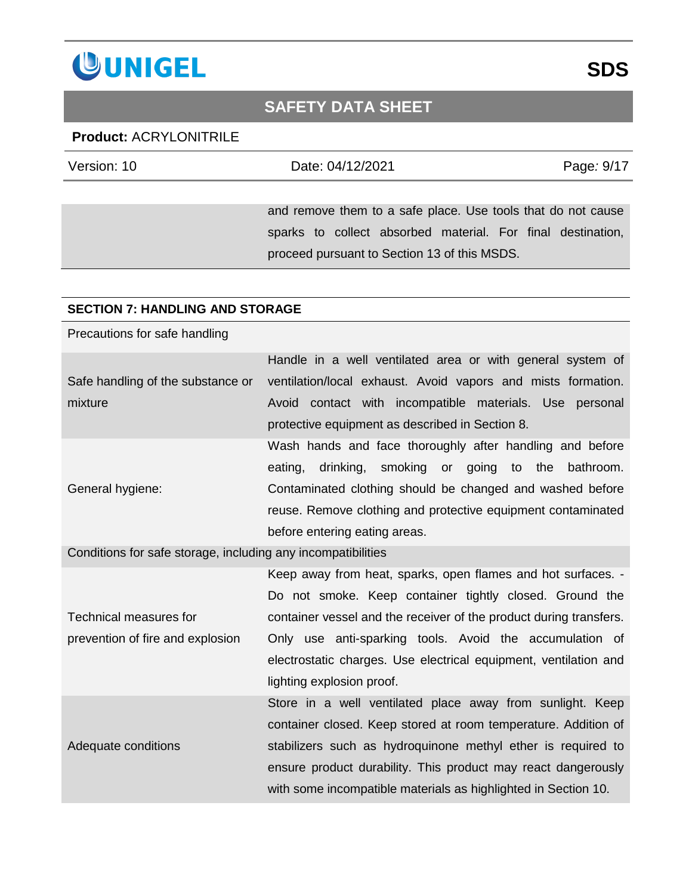| | |
|---|---|
| | and remove them to a safe place. Use tools that do not cause sparks to collect absorbed material. For final destination, proceed pursuant to Section 13 of this MSDS. |

## SECTION 7: HANDLING AND STORAGE

| Precautions for safe handling | |
|---|---|
| Safe handling of the substance or mixture | Handle in a well ventilated area or with general system of ventilation/local exhaust. Avoid vapors and mists formation. Avoid contact with incompatible materials. Use personal protective equipment as described in Section 8. |
| General hygiene: | Wash hands and face thoroughly after handling and before eating, drinking, smoking or going to the bathroom. Contaminated clothing should be changed and washed before reuse. Remove clothing and protective equipment contaminated before entering eating areas. |
| Conditions for safe storage, including any incompatibilities | |
| Technical measures for prevention of fire and explosion | Keep away from heat, sparks, open flames and hot surfaces. - Do not smoke. Keep container tightly closed. Ground the container vessel and the receiver of the product during transfers. Only use anti-sparking tools. Avoid the accumulation of electrostatic charges. Use electrical equipment, ventilation and lighting explosion proof. |
| Adequate conditions | Store in a well ventilated place away from sunlight. Keep container closed. Keep stored at room temperature. Addition of stabilizers such as hydroquinone methyl ether is required to ensure product durability. This product may react dangerously with some incompatible materials as highlighted in Section 10. |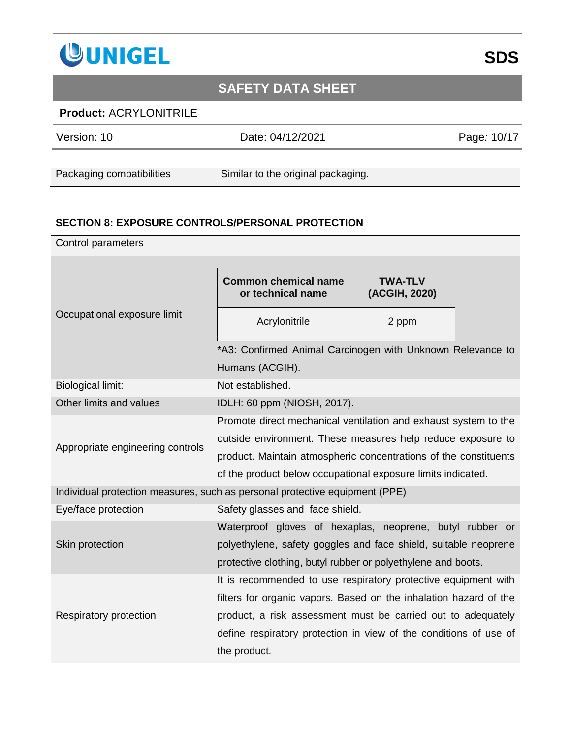| | |
|---|---|
| Packaging compatibilities | Similar to the original packaging. |

## SECTION 8: EXPOSURE CONTROLS/PERSONAL PROTECTION

Control parameters

Occupational exposure limit

| Common chemical name or technical name | TWA-TLV (ACGIH, 2020) |
|---|---|
| Acrylonitrile | 2 ppm |

*A3: Confirmed Animal Carcinogen with Unknown Relevance to Humans (ACGIH).

| | |
|---|---|
| Biological limit: | Not established. |
| Other limits and values | IDLH: 60 ppm (NIOSH, 2017). |
| Appropriate engineering controls | Promote direct mechanical ventilation and exhaust system to the outside environment. These measures help reduce exposure to product. Maintain atmospheric concentrations of the constituents of the product below occupational exposure limits indicated. |

Individual protection measures, such as personal protective equipment (PPE)

| | |
|---|---|
| Eye/face protection | Safety glasses and face shield. |
| Skin protection | Waterproof gloves of hexaplas, neoprene, butyl rubber or polyethylene, safety goggles and face shield, suitable neoprene protective clothing, butyl rubber or polyethylene and boots. |
| Respiratory protection | It is recommended to use respiratory protective equipment with filters for organic vapors. Based on the inhalation hazard of the product, a risk assessment must be carried out to adequately define respiratory protection in view of the conditions of use of the product. |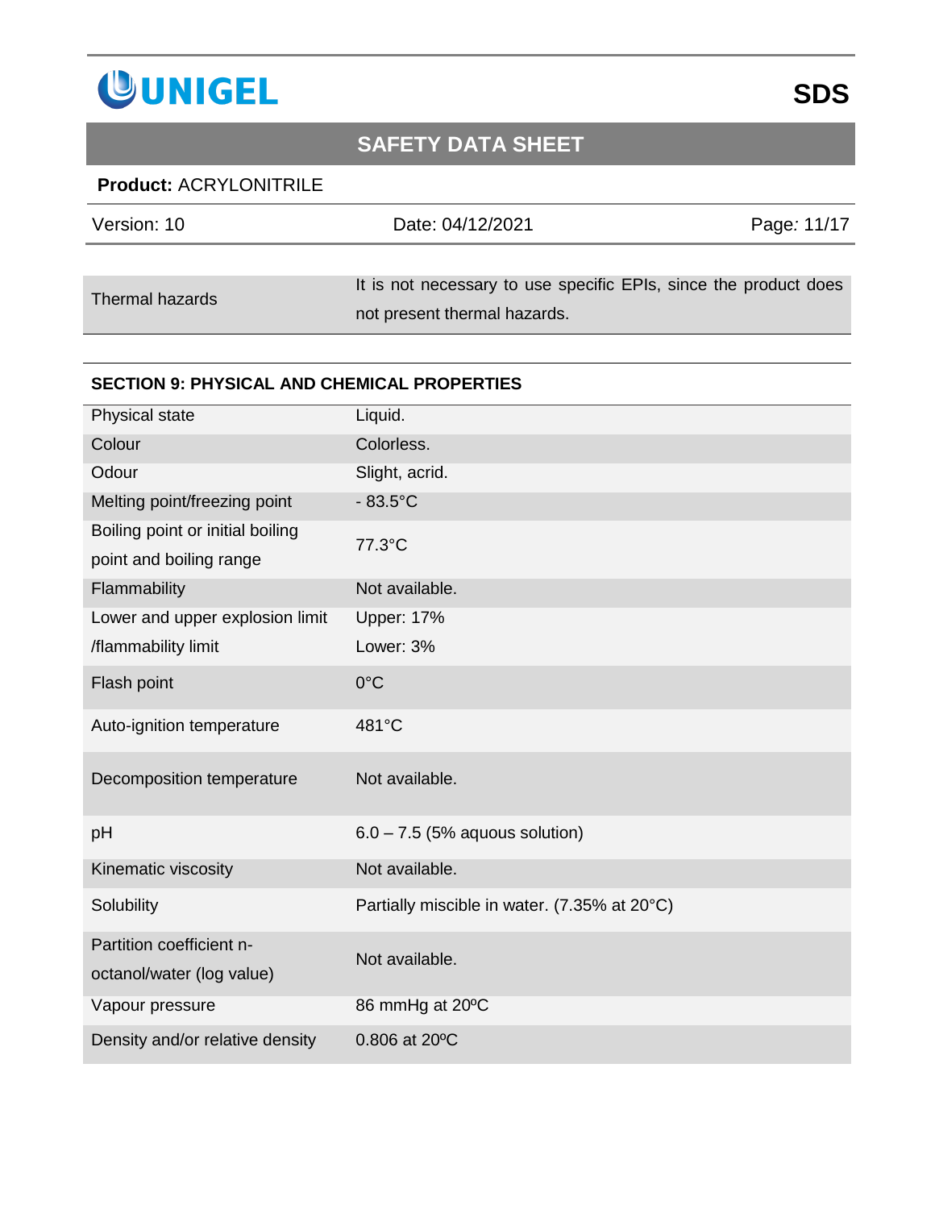| Thermal hazards | It is not necessary to use specific EPIs, since the product does not present thermal hazards. |
|---|---|

## SECTION 9: PHYSICAL AND CHEMICAL PROPERTIES

| Property | Value |
|---|---|
| Physical state | Liquid. |
| Colour | Colorless. |
| Odour | Slight, acrid. |
| Melting point/freezing point | - 83.5°C |
| Boiling point or initial boiling point and boiling range | 77.3°C |
| Flammability | Not available. |
| Lower and upper explosion limit /flammability limit | Upper: 17%<br>Lower: 3% |
| Flash point | 0°C |
| Auto-ignition temperature | 481°C |
| Decomposition temperature | Not available. |
| pH | 6.0 – 7.5 (5% aquous solution) |
| Kinematic viscosity | Not available. |
| Solubility | Partially miscible in water. (7.35% at 20°C) |
| Partition coefficient n-octanol/water (log value) | Not available. |
| Vapour pressure | 86 mmHg at 20ºC |
| Density and/or relative density | 0.806 at 20ºC |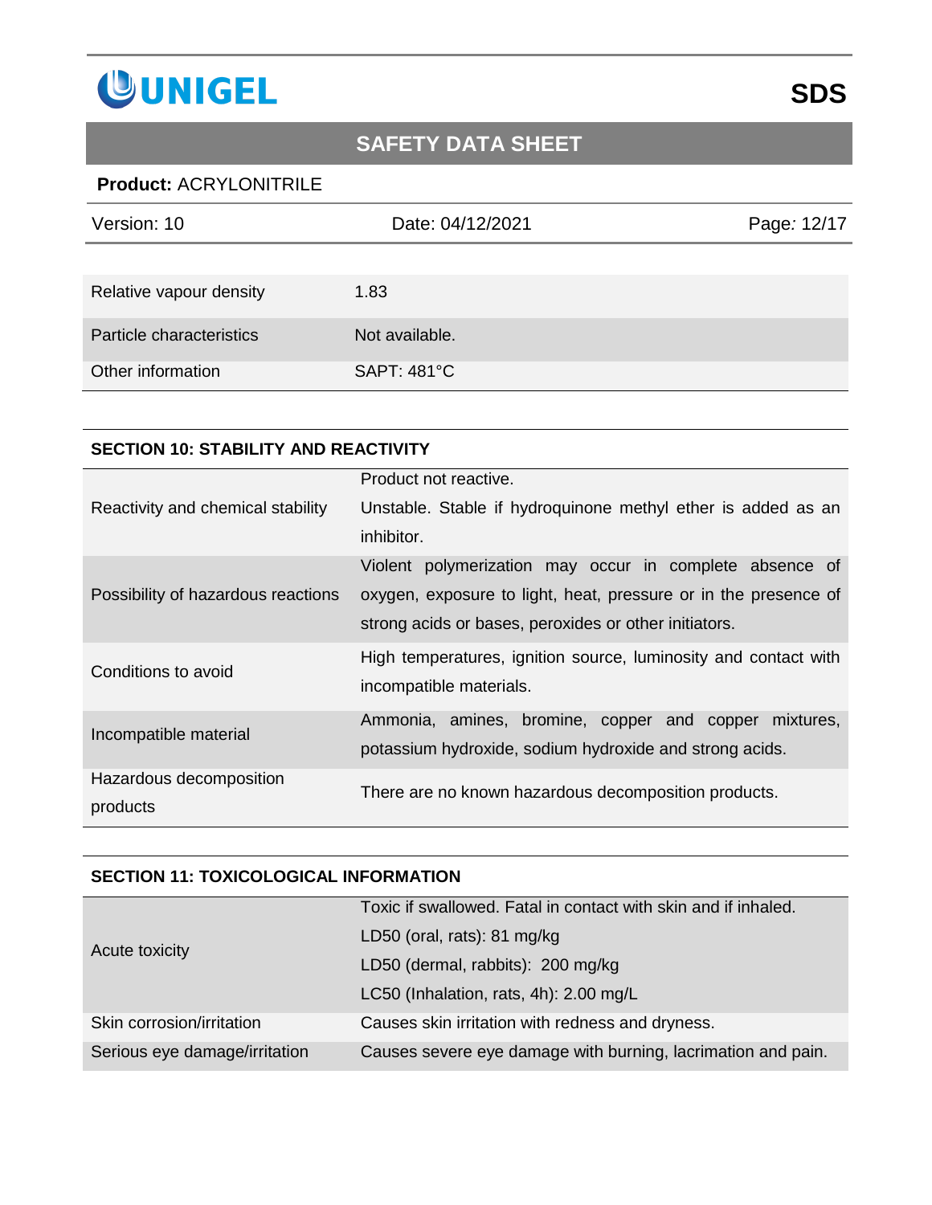| | |
|---|---|
| Relative vapour density | 1.83 |
| Particle characteristics | Not available. |
| Other information | SAPT: 481°C |

## SECTION 10: STABILITY AND REACTIVITY

| | |
|---|---|
| Reactivity and chemical stability | Product not reactive.<br>Unstable. Stable if hydroquinone methyl ether is added as an inhibitor. |
| Possibility of hazardous reactions | Violent polymerization may occur in complete absence of oxygen, exposure to light, heat, pressure or in the presence of strong acids or bases, peroxides or other initiators. |
| Conditions to avoid | High temperatures, ignition source, luminosity and contact with incompatible materials. |
| Incompatible material | Ammonia, amines, bromine, copper and copper mixtures, potassium hydroxide, sodium hydroxide and strong acids. |
| Hazardous decomposition products | There are no known hazardous decomposition products. |

## SECTION 11: TOXICOLOGICAL INFORMATION

| | |
|---|---|
| Acute toxicity | Toxic if swallowed. Fatal in contact with skin and if inhaled.<br>LD50 (oral, rats): 81 mg/kg<br>LD50 (dermal, rabbits): 200 mg/kg<br>LC50 (Inhalation, rats, 4h): 2.00 mg/L |
| Skin corrosion/irritation | Causes skin irritation with redness and dryness. |
| Serious eye damage/irritation | Causes severe eye damage with burning, lacrimation and pain. |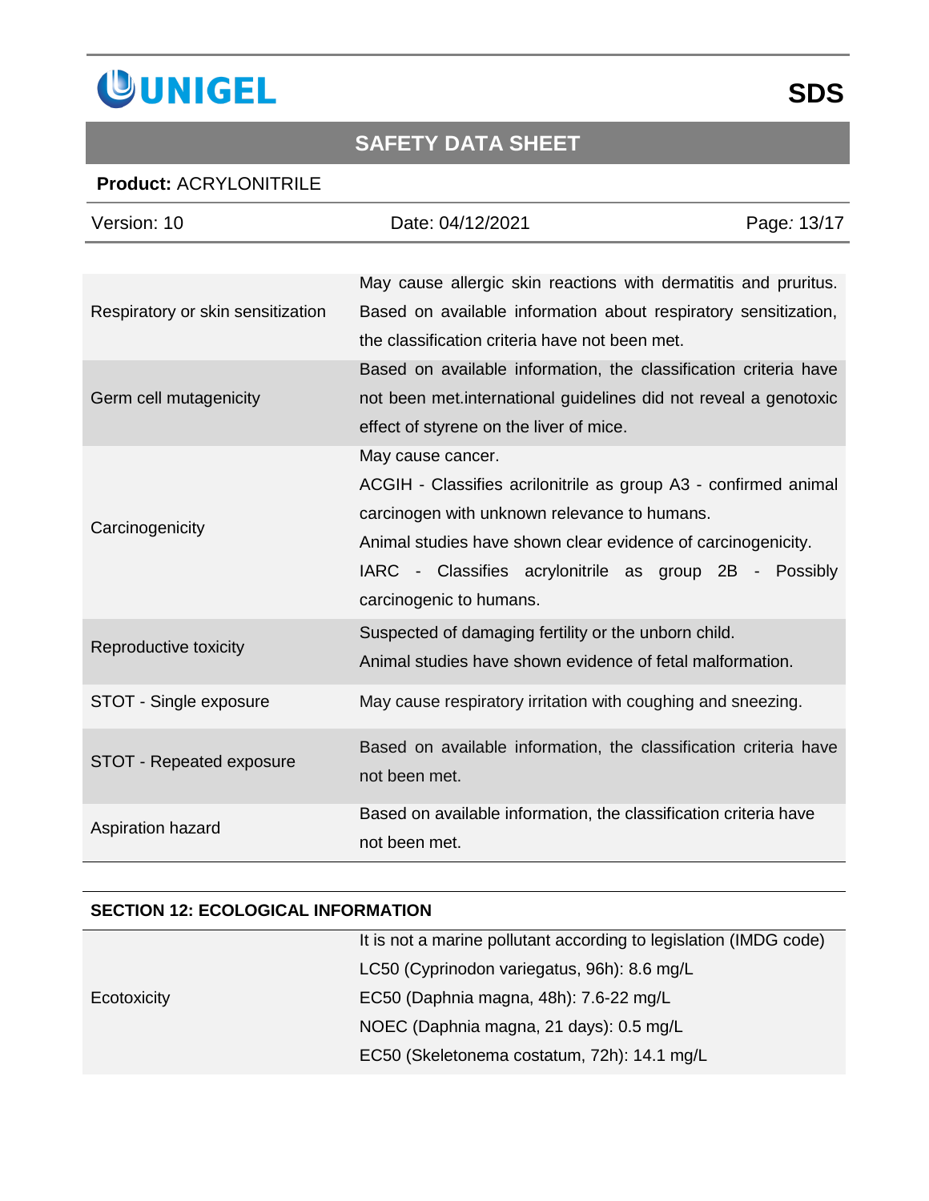| | |
|---|---|
| Respiratory or skin sensitization | May cause allergic skin reactions with dermatitis and pruritus. Based on available information about respiratory sensitization, the classification criteria have not been met. |
| Germ cell mutagenicity | Based on available information, the classification criteria have not been met.international guidelines did not reveal a genotoxic effect of styrene on the liver of mice. |
| Carcinogenicity | May cause cancer.<br>ACGIH - Classifies acrilonitrile as group A3 - confirmed animal carcinogen with unknown relevance to humans.<br>Animal studies have shown clear evidence of carcinogenicity.<br>IARC - Classifies acrylonitrile as group 2B - Possibly carcinogenic to humans. |
| Reproductive toxicity | Suspected of damaging fertility or the unborn child.<br>Animal studies have shown evidence of fetal malformation. |
| STOT - Single exposure | May cause respiratory irritation with coughing and sneezing. |
| STOT - Repeated exposure | Based on available information, the classification criteria have not been met. |
| Aspiration hazard | Based on available information, the classification criteria have not been met. |

## SECTION 12: ECOLOGICAL INFORMATION

| | |
|---|---|
| Ecotoxicity | It is not a marine pollutant according to legislation (IMDG code)<br>LC50 (Cyprinodon variegatus, 96h): 8.6 mg/L<br>EC50 (Daphnia magna, 48h): 7.6-22 mg/L<br>NOEC (Daphnia magna, 21 days): 0.5 mg/L<br>EC50 (Skeletonema costatum, 72h): 14.1 mg/L |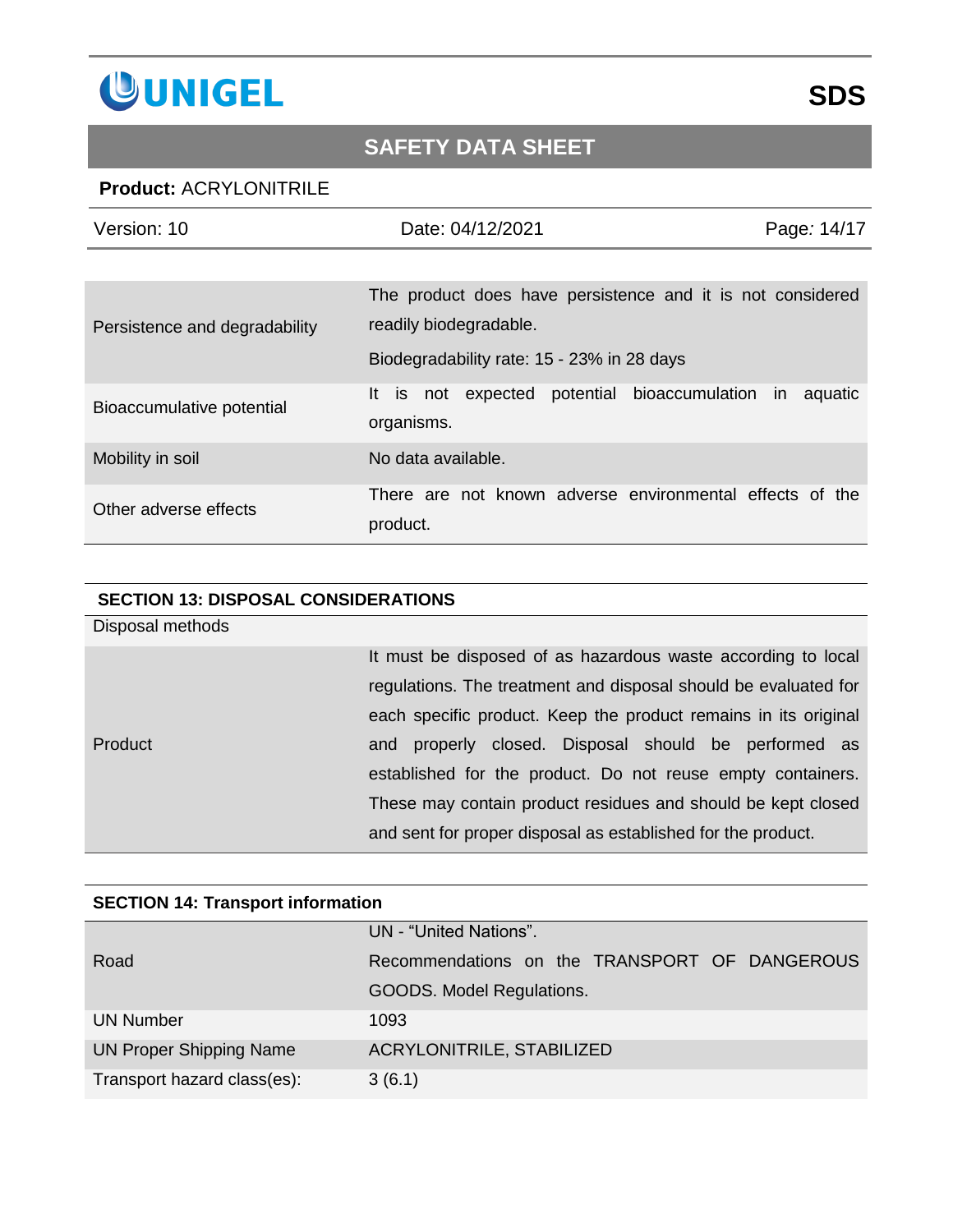| | |
|---|---|
| Persistence and degradability | The product does have persistence and it is not considered readily biodegradable.<br>Biodegradability rate: 15 - 23% in 28 days |
| Bioaccumulative potential | It is not expected potential bioaccumulation in aquatic organisms. |
| Mobility in soil | No data available. |
| Other adverse effects | There are not known adverse environmental effects of the product. |

## SECTION 13: DISPOSAL CONSIDERATIONS

| Disposal methods | |
|---|---|
| Product | It must be disposed of as hazardous waste according to local regulations. The treatment and disposal should be evaluated for each specific product. Keep the product remains in its original and properly closed. Disposal should be performed as established for the product. Do not reuse empty containers. These may contain product residues and should be kept closed and sent for proper disposal as established for the product. |

## SECTION 14: Transport information

| | |
|---|---|
| Road | UN - “United Nations”.<br>Recommendations on the TRANSPORT OF DANGEROUS GOODS. Model Regulations. |
| UN Number | 1093 |
| UN Proper Shipping Name | ACRYLONITRILE, STABILIZED |
| Transport hazard class(es): | 3 (6.1) |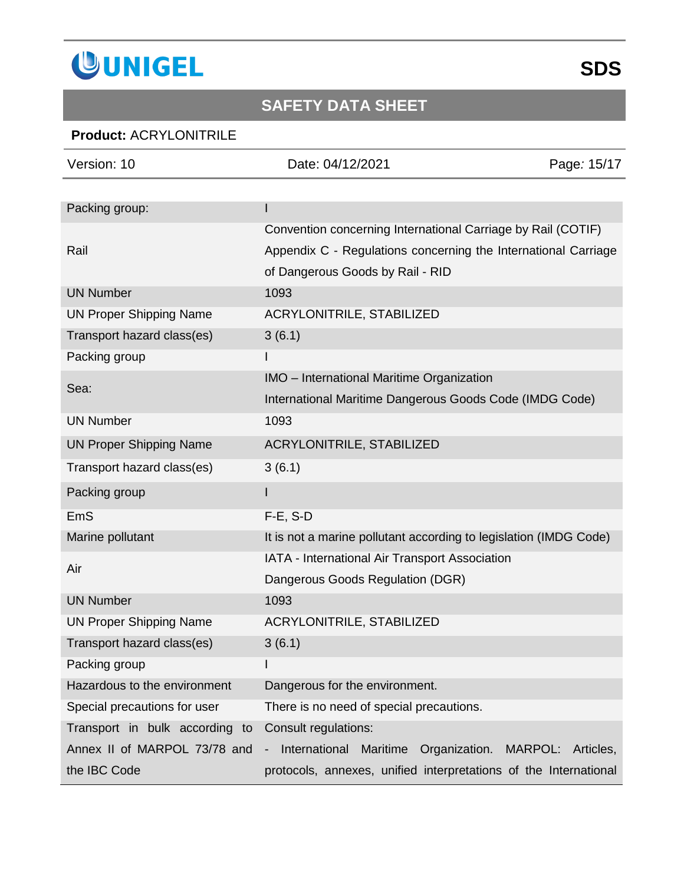| | |
|---|---|
| Packing group: | I |
| Rail | Convention concerning International Carriage by Rail (COTIF) Appendix C - Regulations concerning the International Carriage of Dangerous Goods by Rail - RID |
| UN Number | 1093 |
| UN Proper Shipping Name | ACRYLONITRILE, STABILIZED |
| Transport hazard class(es) | 3 (6.1) |
| Packing group | I |
| Sea: | IMO – International Maritime Organization<br>International Maritime Dangerous Goods Code (IMDG Code) |
| UN Number | 1093 |
| UN Proper Shipping Name | ACRYLONITRILE, STABILIZED |
| Transport hazard class(es) | 3 (6.1) |
| Packing group | I |
| EmS | F-E, S-D |
| Marine pollutant | It is not a marine pollutant according to legislation (IMDG Code) |
| Air | IATA - International Air Transport Association<br>Dangerous Goods Regulation (DGR) |
| UN Number | 1093 |
| UN Proper Shipping Name | ACRYLONITRILE, STABILIZED |
| Transport hazard class(es) | 3 (6.1) |
| Packing group | I |
| Hazardous to the environment | Dangerous for the environment. |
| Special precautions for user | There is no need of special precautions. |
| Transport in bulk according to Annex II of MARPOL 73/78 and the IBC Code | Consult regulations:<br>- International Maritime Organization. MARPOL: Articles, protocols, annexes, unified interpretations of the International |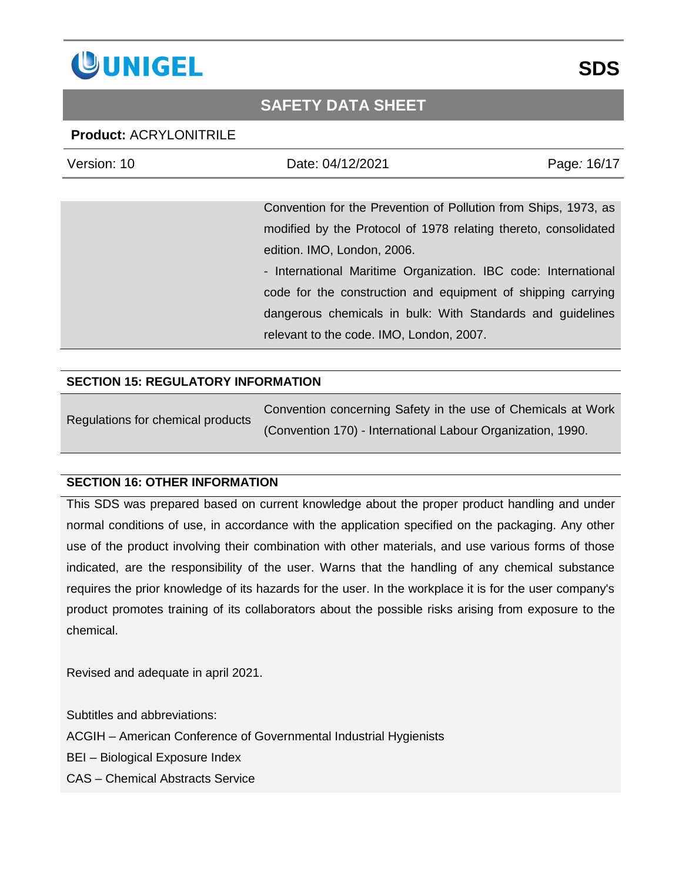| | |
|---|---|
| | Convention for the Prevention of Pollution from Ships, 1973, as modified by the Protocol of 1978 relating thereto, consolidated edition. IMO, London, 2006.<br>- International Maritime Organization. IBC code: International code for the construction and equipment of shipping carrying dangerous chemicals in bulk: With Standards and guidelines relevant to the code. IMO, London, 2007. |

## SECTION 15: REGULATORY INFORMATION

| | |
|---|---|
| Regulations for chemical products | Convention concerning Safety in the use of Chemicals at Work (Convention 170) - International Labour Organization, 1990. |

## SECTION 16: OTHER INFORMATION

This SDS was prepared based on current knowledge about the proper product handling and under normal conditions of use, in accordance with the application specified on the packaging. Any other use of the product involving their combination with other materials, and use various forms of those indicated, are the responsibility of the user. Warns that the handling of any chemical substance requires the prior knowledge of its hazards for the user. In the workplace it is for the user company's product promotes training of its collaborators about the possible risks arising from exposure to the chemical.

Revised and adequate in april 2021.

Subtitles and abbreviations:

ACGIH – American Conference of Governmental Industrial Hygienists

BEI – Biological Exposure Index

CAS – Chemical Abstracts Service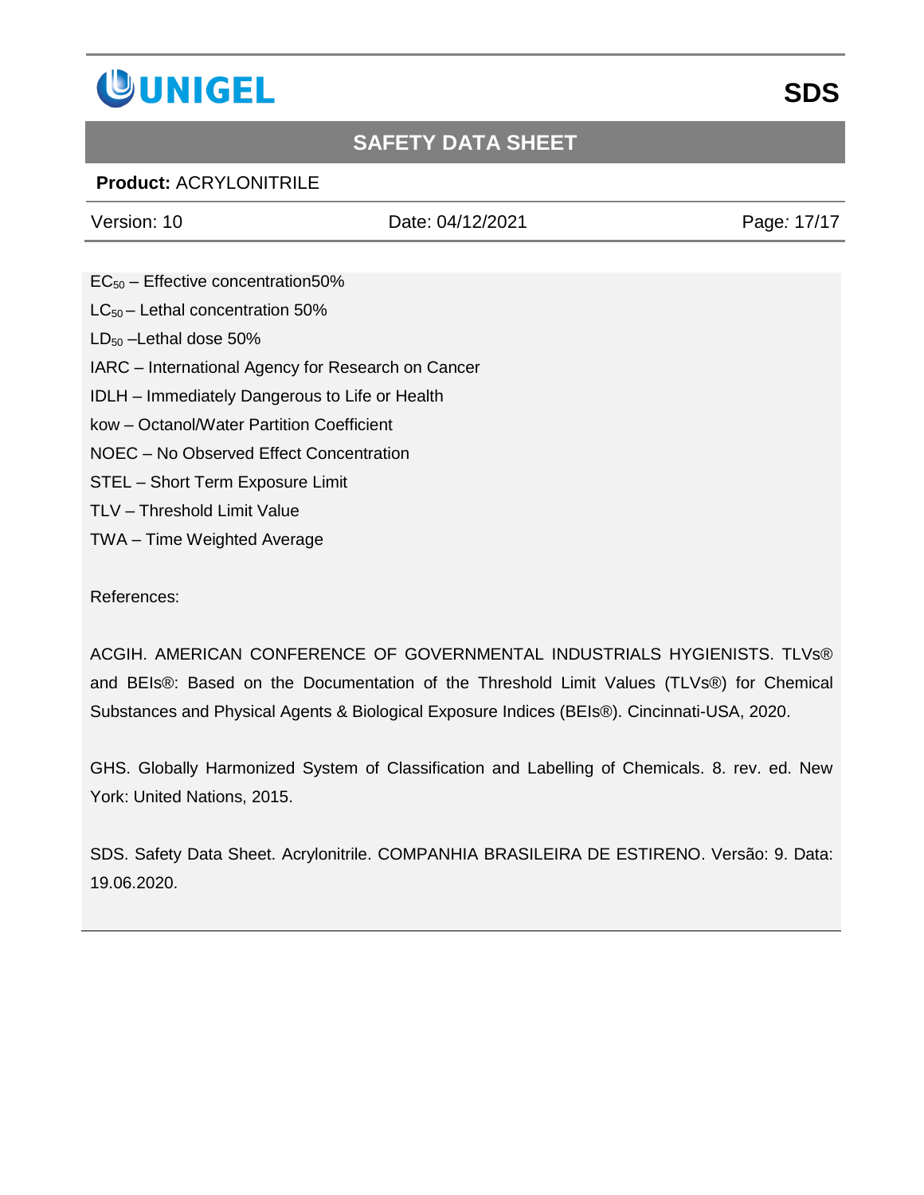$EC_{50}$ – Effective concentration50%

$LC_{50}$ – Lethal concentration 50%

$LD_{50}$ –Lethal dose 50%

IARC – International Agency for Research on Cancer

IDLH – Immediately Dangerous to Life or Health

kow – Octanol/Water Partition Coefficient

NOEC – No Observed Effect Concentration

STEL – Short Term Exposure Limit

TLV – Threshold Limit Value

TWA – Time Weighted Average

References:

ACGIH. AMERICAN CONFERENCE OF GOVERNMENTAL INDUSTRIALS HYGIENISTS. TLVs® and BEIs®: Based on the Documentation of the Threshold Limit Values (TLVs®) for Chemical Substances and Physical Agents & Biological Exposure Indices (BEIs®). Cincinnati-USA, 2020.

GHS. Globally Harmonized System of Classification and Labelling of Chemicals. 8. rev. ed. New York: United Nations, 2015.

SDS. Safety Data Sheet. Acrylonitrile. COMPANHIA BRASILEIRA DE ESTIRENO. Versão: 9. Data: 19.06.2020.